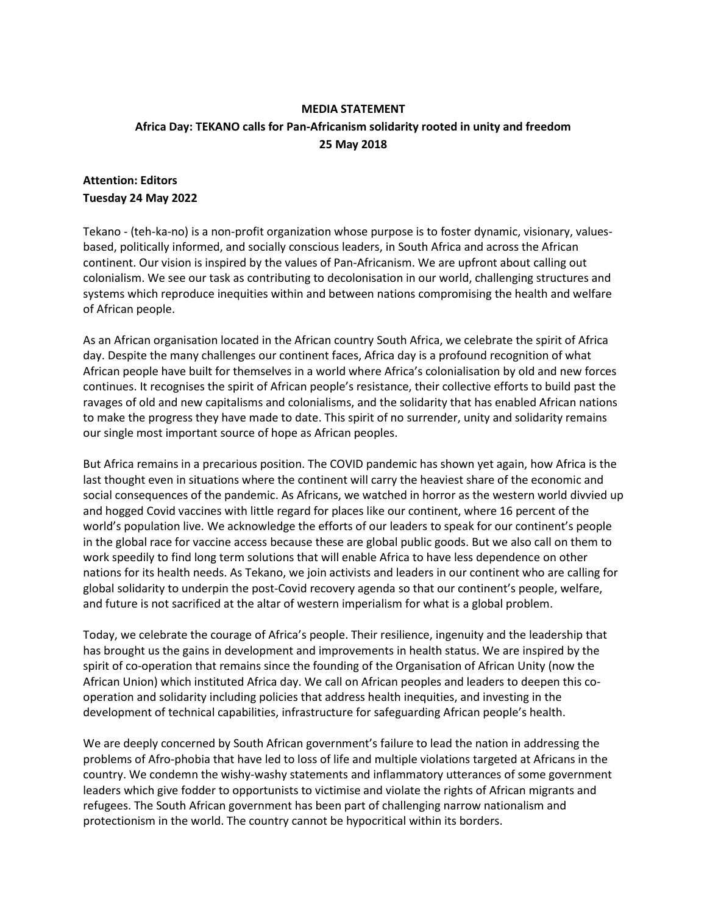**MEDIA STATEMENT**

**Africa Day: TEKANO calls for Pan-Africanism solidarity rooted in unity and freedom**

**25 May 2018**

**Attention: Editors**

**Tuesday 24 May 2022**

Tekano - (teh-ka-no) is a non-profit organization whose purpose is to foster dynamic, visionary, values-based, politically informed, and socially conscious leaders, in South Africa and across the African continent. Our vision is inspired by the values of Pan-Africanism. We are upfront about calling out colonialism. We see our task as contributing to decolonisation in our world, challenging structures and systems which reproduce inequities within and between nations compromising the health and welfare of African people.

As an African organisation located in the African country South Africa, we celebrate the spirit of Africa day. Despite the many challenges our continent faces, Africa day is a profound recognition of what African people have built for themselves in a world where Africa's colonialisation by old and new forces continues. It recognises the spirit of African people's resistance, their collective efforts to build past the ravages of old and new capitalisms and colonialisms, and the solidarity that has enabled African nations to make the progress they have made to date. This spirit of no surrender, unity and solidarity remains our single most important source of hope as African peoples.

But Africa remains in a precarious position. The COVID pandemic has shown yet again, how Africa is the last thought even in situations where the continent will carry the heaviest share of the economic and social consequences of the pandemic. As Africans, we watched in horror as the western world divvied up and hogged Covid vaccines with little regard for places like our continent, where 16 percent of the world's population live. We acknowledge the efforts of our leaders to speak for our continent's people in the global race for vaccine access because these are global public goods. But we also call on them to work speedily to find long term solutions that will enable Africa to have less dependence on other nations for its health needs. As Tekano, we join activists and leaders in our continent who are calling for global solidarity to underpin the post-Covid recovery agenda so that our continent's people, welfare, and future is not sacrificed at the altar of western imperialism for what is a global problem.

Today, we celebrate the courage of Africa's people. Their resilience, ingenuity and the leadership that has brought us the gains in development and improvements in health status. We are inspired by the spirit of co-operation that remains since the founding of the Organisation of African Unity (now the African Union) which instituted Africa day. We call on African peoples and leaders to deepen this co-operation and solidarity including policies that address health inequities, and investing in the development of technical capabilities, infrastructure for safeguarding African people's health.

We are deeply concerned by South African government's failure to lead the nation in addressing the problems of Afro-phobia that have led to loss of life and multiple violations targeted at Africans in the country. We condemn the wishy-washy statements and inflammatory utterances of some government leaders which give fodder to opportunists to victimise and violate the rights of African migrants and refugees. The South African government has been part of challenging narrow nationalism and protectionism in the world. The country cannot be hypocritical within its borders.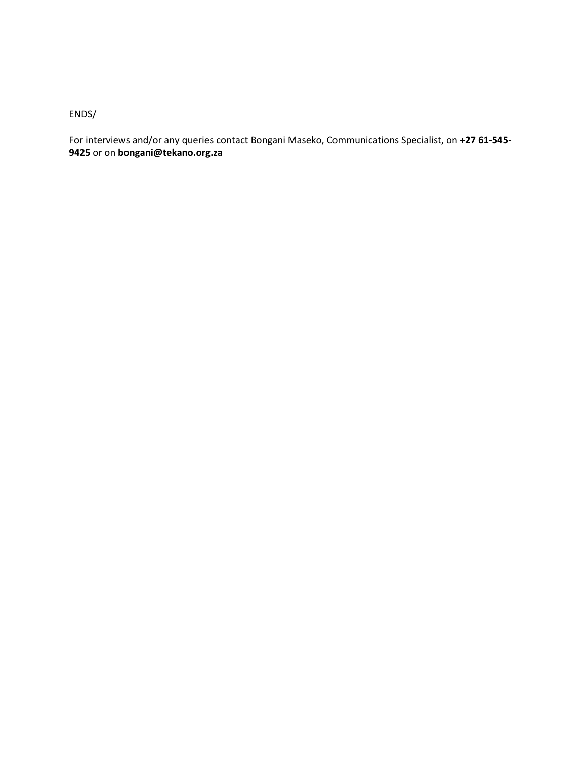ENDS/

For interviews and/or any queries contact Bongani Maseko, Communications Specialist, on **+27 61-545-9425** or on **bongani@tekano.org.za**